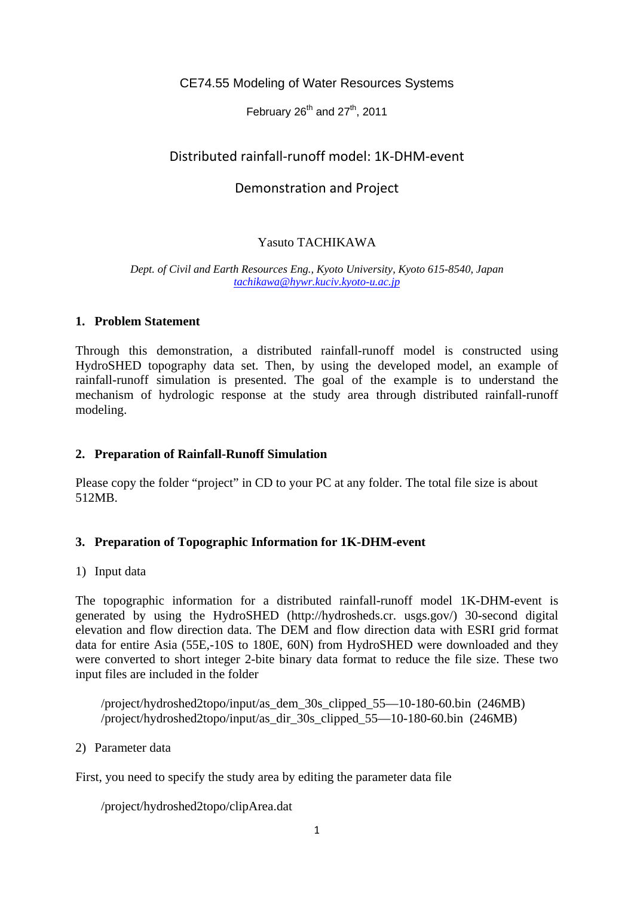CE74.55 Modeling of Water Resources Systems

February 26th and 27th, 2011

# Distributed rainfall-runoff model: 1K-DHM-event

## Demonstration and Project

Yasuto TACHIKAWA

*Dept. of Civil and Earth Resources Eng., Kyoto University, Kyoto 615-8540, Japan*
*tachikawa@hywr.kuciv.kyoto-u.ac.jp*

## 1. Problem Statement

Through this demonstration, a distributed rainfall-runoff model is constructed using HydroSHED topography data set. Then, by using the developed model, an example of rainfall-runoff simulation is presented. The goal of the example is to understand the mechanism of hydrologic response at the study area through distributed rainfall-runoff modeling.

## 2. Preparation of Rainfall-Runoff Simulation

Please copy the folder "project" in CD to your PC at any folder. The total file size is about 512MB.

## 3. Preparation of Topographic Information for 1K-DHM-event

1) Input data

The topographic information for a distributed rainfall-runoff model 1K-DHM-event is generated by using the HydroSHED (http://hydrosheds.cr. usgs.gov/) 30-second digital elevation and flow direction data. The DEM and flow direction data with ESRI grid format data for entire Asia (55E,-10S to 180E, 60N) from HydroSHED were downloaded and they were converted to short integer 2-bite binary data format to reduce the file size. These two input files are included in the folder

/project/hydroshed2topo/input/as_dem_30s_clipped_55—10-180-60.bin (246MB)
/project/hydroshed2topo/input/as_dir_30s_clipped_55—10-180-60.bin (246MB)

2) Parameter data

First, you need to specify the study area by editing the parameter data file

/project/hydroshed2topo/clipArea.dat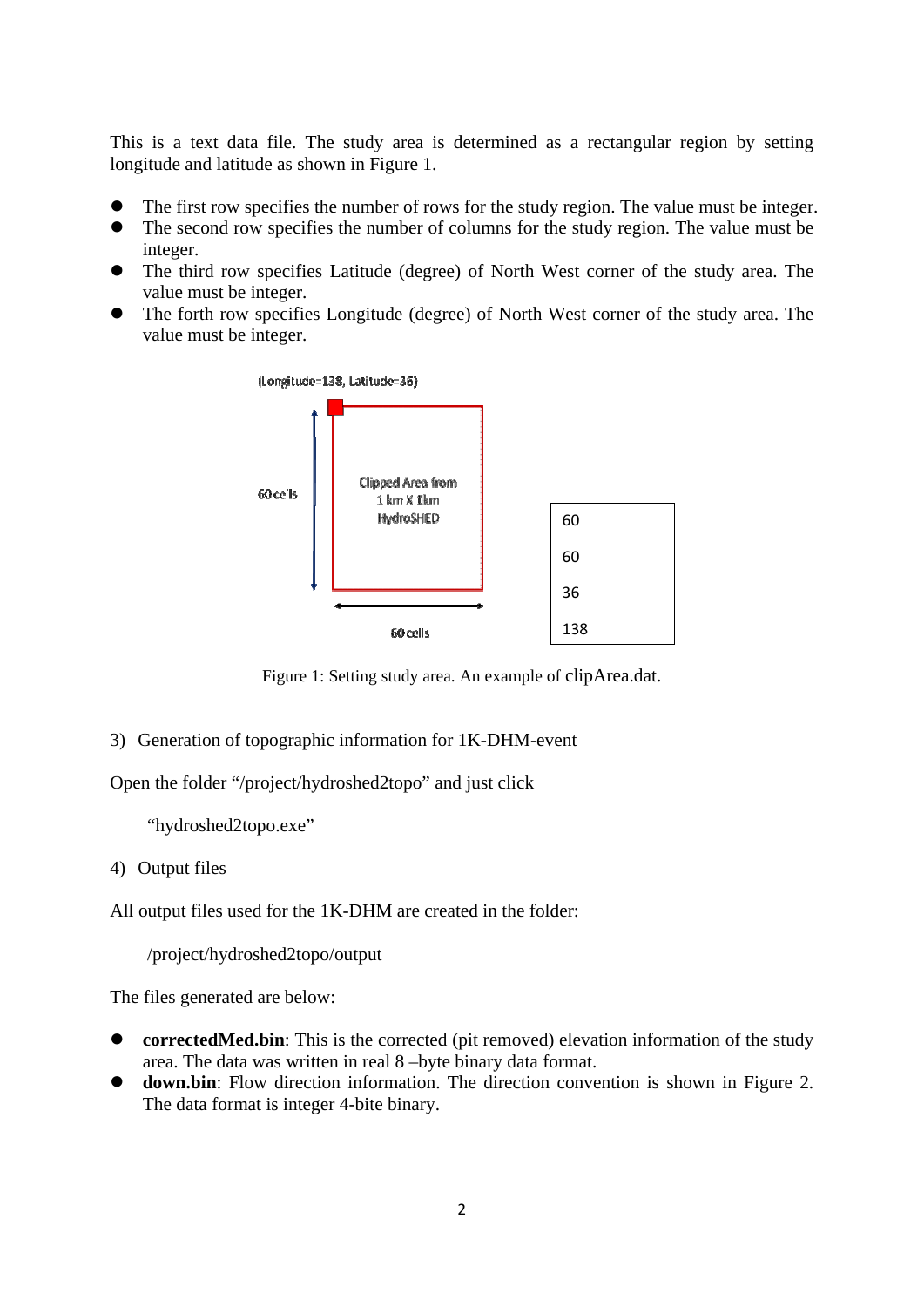This is a text data file. The study area is determined as a rectangular region by setting longitude and latitude as shown in Figure 1.

- The first row specifies the number of rows for the study region. The value must be integer.
- The second row specifies the number of columns for the study region. The value must be integer.
- The third row specifies Latitude (degree) of North West corner of the study area. The value must be integer.
- The forth row specifies Longitude (degree) of North West corner of the study area. The value must be integer.

(Longitude=138, Latitude=36)

60 cells

Clipped Area from 1 km X 1km HydroSHED

60 cells

```
60
60
36
138
```

Figure 1: Setting study area. An example of clipArea.dat.

3) Generation of topographic information for 1K-DHM-event

Open the folder "/project/hydroshed2topo" and just click

"hydroshed2topo.exe"

4) Output files

All output files used for the 1K-DHM are created in the folder:

/project/hydroshed2topo/output

The files generated are below:

- **correctedMed.bin**: This is the corrected (pit removed) elevation information of the study area. The data was written in real 8 –byte binary data format.
- **down.bin**: Flow direction information. The direction convention is shown in Figure 2. The data format is integer 4-bite binary.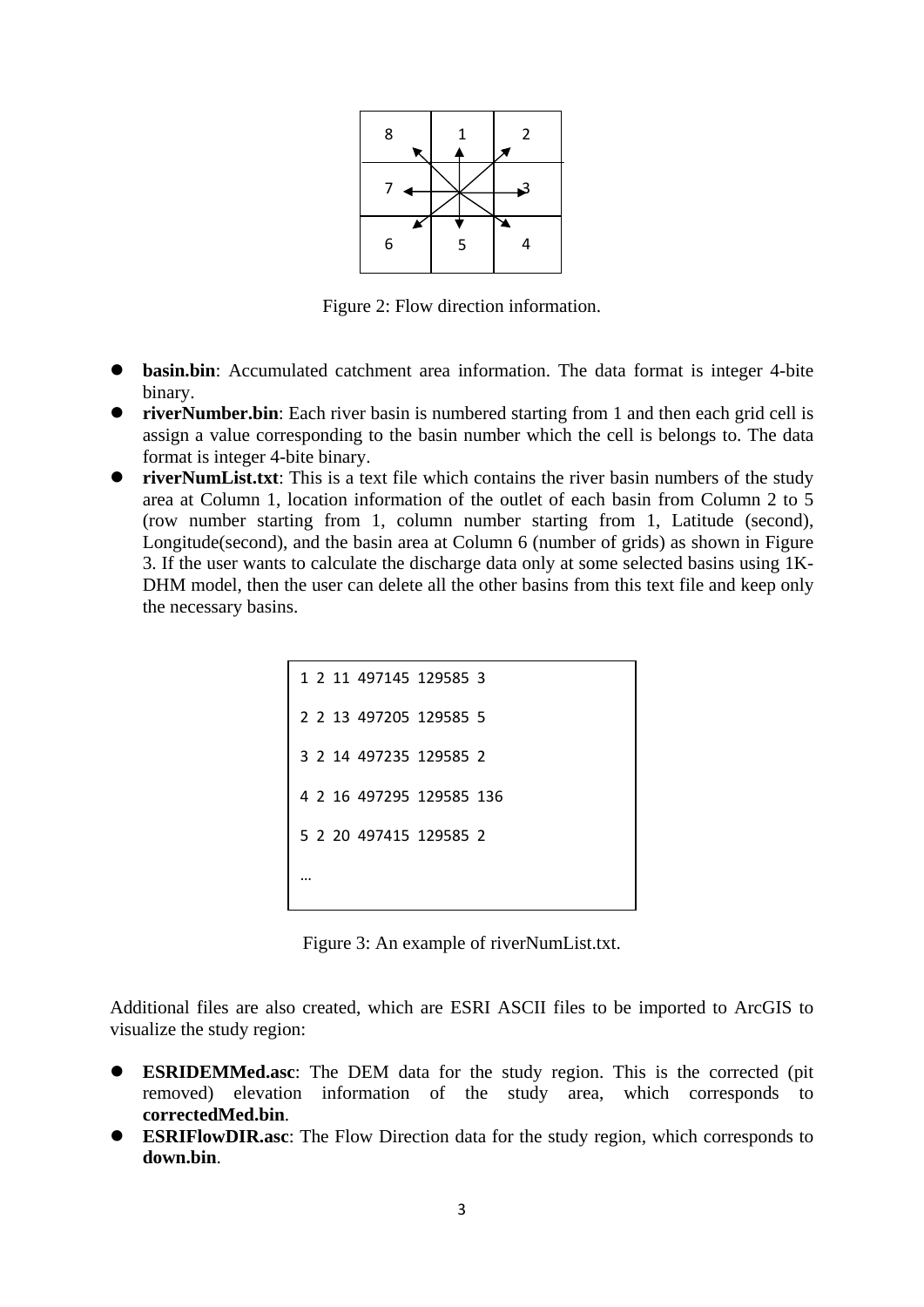| 8 | 1 | 2 |
|---|---|---|
| 7 | | 3 |
| 6 | 5 | 4 |

Figure 2: Flow direction information.

- **basin.bin**: Accumulated catchment area information. The data format is integer 4-bite binary.
- **riverNumber.bin**: Each river basin is numbered starting from 1 and then each grid cell is assign a value corresponding to the basin number which the cell is belongs to. The data format is integer 4-bite binary.
- **riverNumList.txt**: This is a text file which contains the river basin numbers of the study area at Column 1, location information of the outlet of each basin from Column 2 to 5 (row number starting from 1, column number starting from 1, Latitude (second), Longitude(second), and the basin area at Column 6 (number of grids) as shown in Figure 3. If the user wants to calculate the discharge data only at some selected basins using 1K-DHM model, then the user can delete all the other basins from this text file and keep only the necessary basins.

```
1  2  11  497145  129585  3

2  2  13  497205  129585  5

3  2  14  497235  129585  2

4  2  16  497295  129585  136

5  2  20  497415  129585  2

…
```

Figure 3: An example of riverNumList.txt.

Additional files are also created, which are ESRI ASCII files to be imported to ArcGIS to visualize the study region:

- **ESRIDEMMed.asc**: The DEM data for the study region. This is the corrected (pit removed) elevation information of the study area, which corresponds to **correctedMed.bin**.
- **ESRIFlowDIR.asc**: The Flow Direction data for the study region, which corresponds to **down.bin**.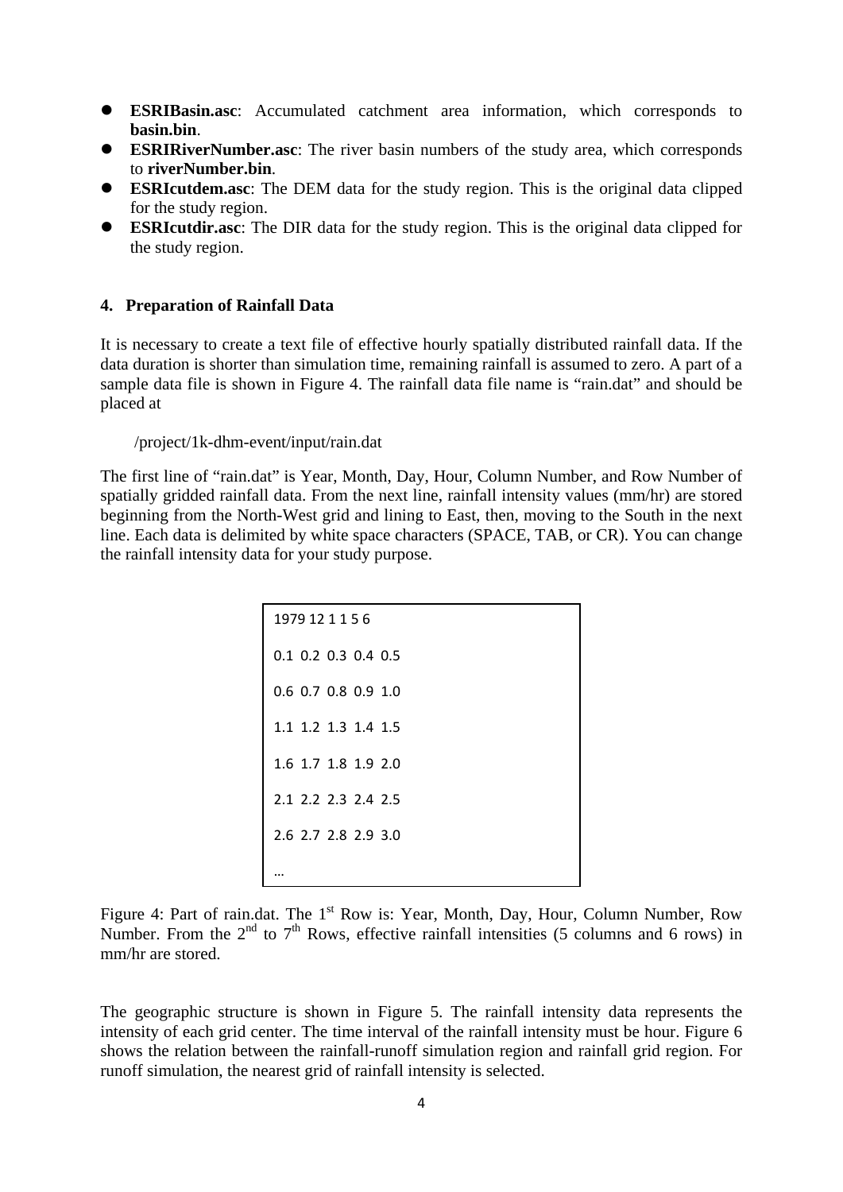- **ESRIBasin.asc**: Accumulated catchment area information, which corresponds to **basin.bin**.
- **ESRIRiverNumber.asc**: The river basin numbers of the study area, which corresponds to **riverNumber.bin**.
- **ESRIcutdem.asc**: The DEM data for the study region. This is the original data clipped for the study region.
- **ESRIcutdir.asc**: The DIR data for the study region. This is the original data clipped for the study region.

## 4. Preparation of Rainfall Data

It is necessary to create a text file of effective hourly spatially distributed rainfall data. If the data duration is shorter than simulation time, remaining rainfall is assumed to zero. A part of a sample data file is shown in Figure 4. The rainfall data file name is "rain.dat" and should be placed at

/project/1k-dhm-event/input/rain.dat

The first line of "rain.dat" is Year, Month, Day, Hour, Column Number, and Row Number of spatially gridded rainfall data. From the next line, rainfall intensity values (mm/hr) are stored beginning from the North-West grid and lining to East, then, moving to the South in the next line. Each data is delimited by white space characters (SPACE, TAB, or CR). You can change the rainfall intensity data for your study purpose.

```
1979 12 1 1 5 6
0.1  0.2  0.3  0.4  0.5
0.6  0.7  0.8  0.9  1.0
1.1  1.2  1.3  1.4  1.5
1.6  1.7  1.8  1.9  2.0
2.1  2.2  2.3  2.4  2.5
2.6  2.7  2.8  2.9  3.0
…
```

Figure 4: Part of rain.dat. The 1st Row is: Year, Month, Day, Hour, Column Number, Row Number. From the 2nd to 7th Rows, effective rainfall intensities (5 columns and 6 rows) in mm/hr are stored.

The geographic structure is shown in Figure 5. The rainfall intensity data represents the intensity of each grid center. The time interval of the rainfall intensity must be hour. Figure 6 shows the relation between the rainfall-runoff simulation region and rainfall grid region. For runoff simulation, the nearest grid of rainfall intensity is selected.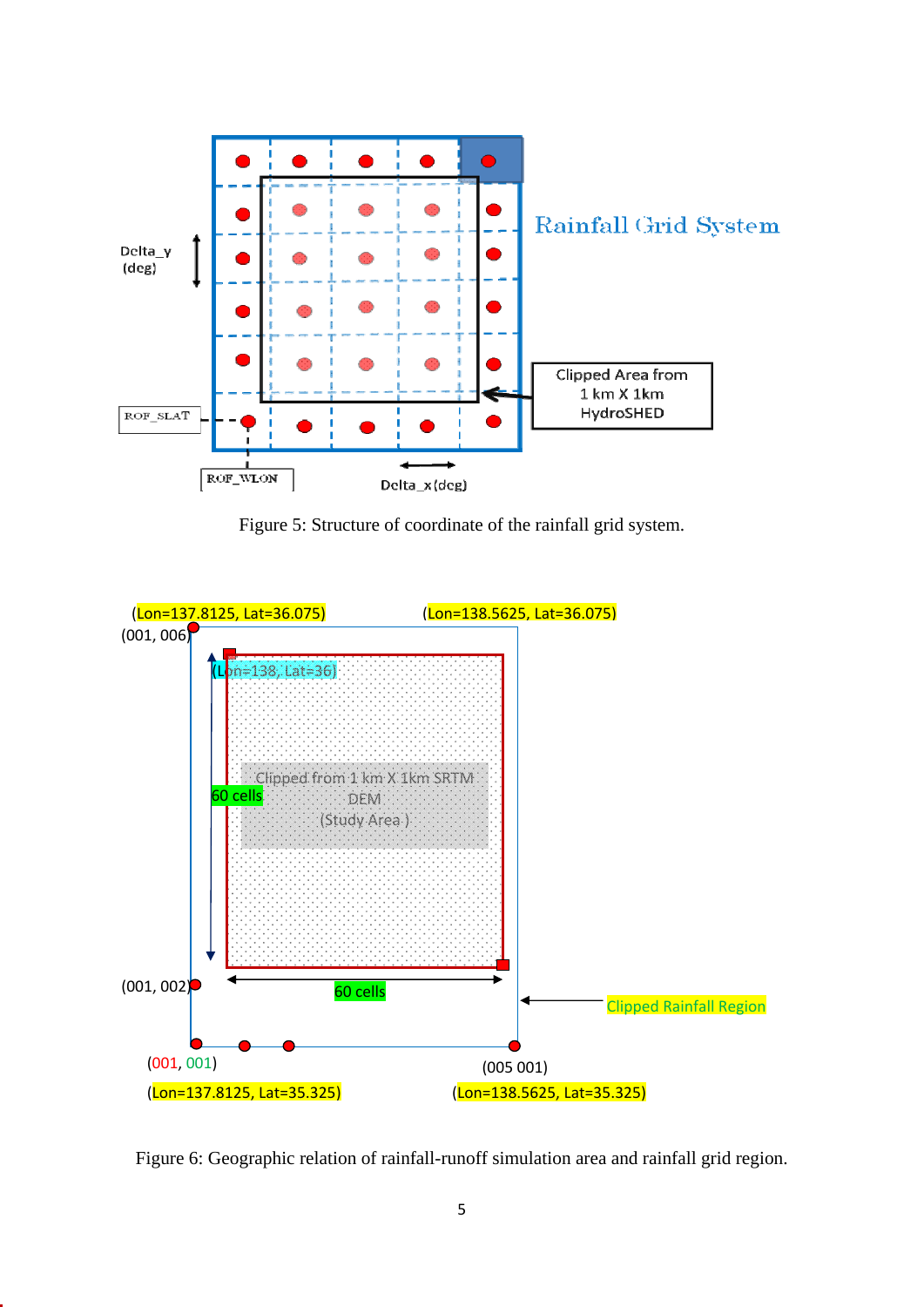Figure 5: Structure of coordinate of the rainfall grid system.

Figure 6: Geographic relation of rainfall-runoff simulation area and rainfall grid region.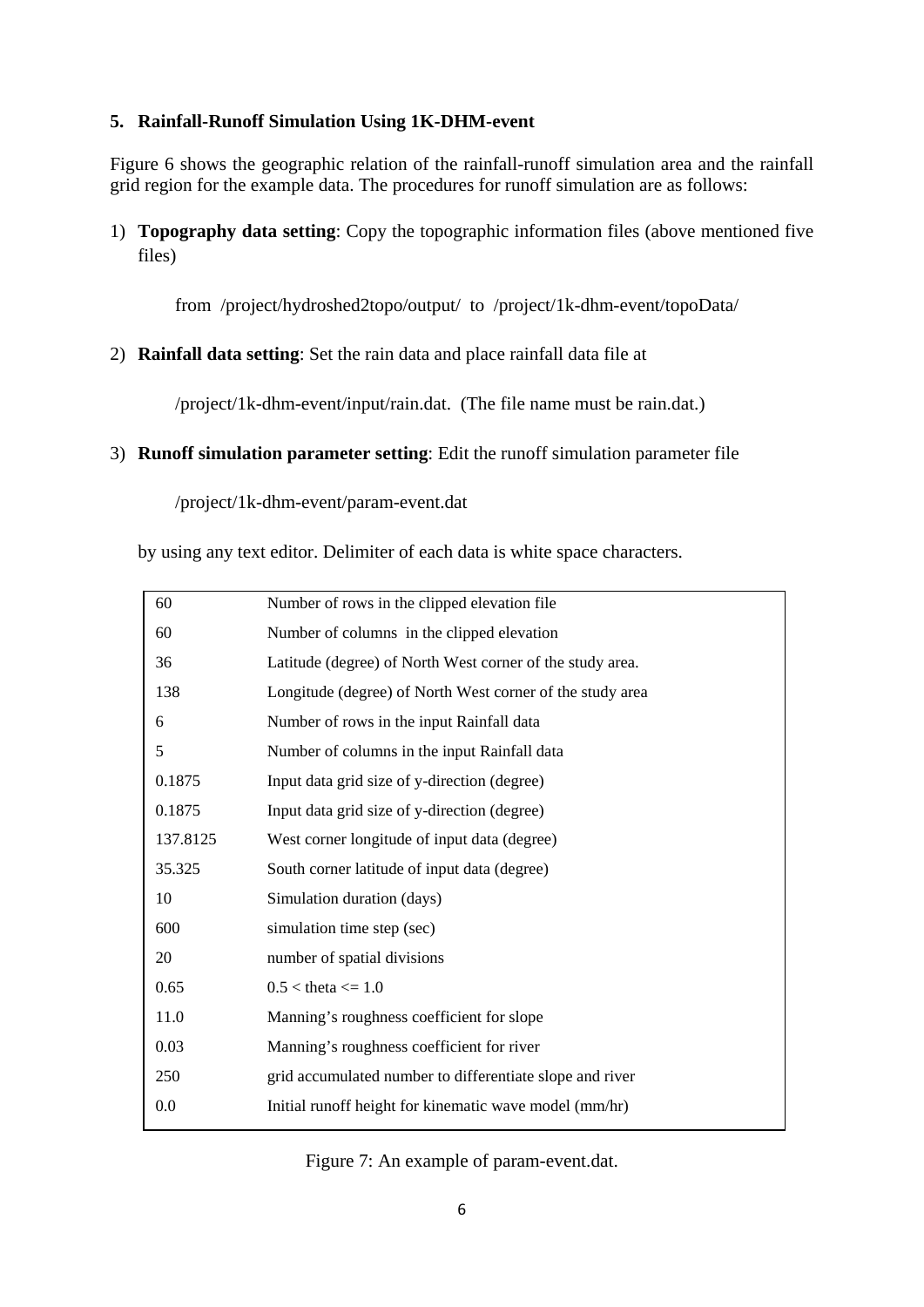### 5. Rainfall-Runoff Simulation Using 1K-DHM-event

Figure 6 shows the geographic relation of the rainfall-runoff simulation area and the rainfall grid region for the example data. The procedures for runoff simulation are as follows:

1) **Topography data setting**: Copy the topographic information files (above mentioned five files)

   from /project/hydroshed2topo/output/ to /project/1k-dhm-event/topoData/

2) **Rainfall data setting**: Set the rain data and place rainfall data file at

   /project/1k-dhm-event/input/rain.dat. (The file name must be rain.dat.)

3) **Runoff simulation parameter setting**: Edit the runoff simulation parameter file

   /project/1k-dhm-event/param-event.dat

   by using any text editor. Delimiter of each data is white space characters.

| | |
|---|---|
| 60 | Number of rows in the clipped elevation file |
| 60 | Number of columns in the clipped elevation |
| 36 | Latitude (degree) of North West corner of the study area. |
| 138 | Longitude (degree) of North West corner of the study area |
| 6 | Number of rows in the input Rainfall data |
| 5 | Number of columns in the input Rainfall data |
| 0.1875 | Input data grid size of y-direction (degree) |
| 0.1875 | Input data grid size of y-direction (degree) |
| 137.8125 | West corner longitude of input data (degree) |
| 35.325 | South corner latitude of input data (degree) |
| 10 | Simulation duration (days) |
| 600 | simulation time step (sec) |
| 20 | number of spatial divisions |
| 0.65 | 0.5 < theta <= 1.0 |
| 11.0 | Manning's roughness coefficient for slope |
| 0.03 | Manning's roughness coefficient for river |
| 250 | grid accumulated number to differentiate slope and river |
| 0.0 | Initial runoff height for kinematic wave model (mm/hr) |

Figure 7: An example of param-event.dat.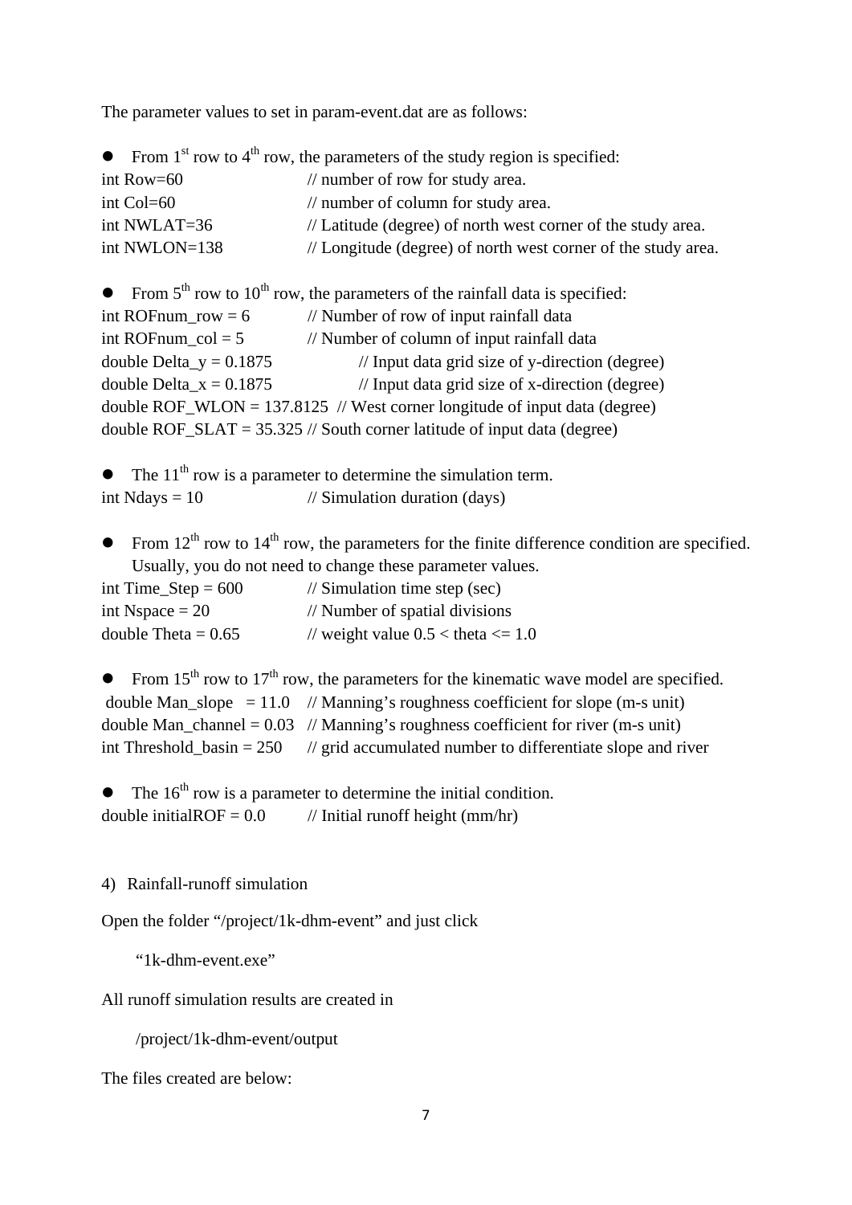The parameter values to set in param-event.dat are as follows:

- From 1st row to 4th row, the parameters of the study region is specified:

```
int Row=60              // number of row for study area.
int Col=60              // number of column for study area.
int NWLAT=36            // Latitude (degree) of north west corner of the study area.
int NWLON=138           // Longitude (degree) of north west corner of the study area.
```

- From 5th row to 10th row, the parameters of the rainfall data is specified:

```
int ROFnum_row = 6            // Number of row of input rainfall data
int ROFnum_col = 5            // Number of column of input rainfall data
double Delta_y = 0.1875       // Input data grid size of y-direction (degree)
double Delta_x = 0.1875       // Input data grid size of x-direction (degree)
double ROF_WLON = 137.8125  // West corner longitude of input data (degree)
double ROF_SLAT = 35.325 // South corner latitude of input data (degree)
```

- The 11th row is a parameter to determine the simulation term.

```
int Ndays = 10                // Simulation duration (days)
```

- From 12th row to 14th row, the parameters for the finite difference condition are specified. Usually, you do not need to change these parameter values.

```
int Time_Step = 600           // Simulation time step (sec)
int Nspace = 20               // Number of spatial divisions
double Theta = 0.65           // weight value 0.5 < theta <= 1.0
```

- From 15th row to 17th row, the parameters for the kinematic wave model are specified.

```
double Man_slope   = 11.0    // Manning's roughness coefficient for slope (m-s unit)
double Man_channel = 0.03   // Manning's roughness coefficient for river (m-s unit)
int Threshold_basin = 250     // grid accumulated number to differentiate slope and river
```

- The 16th row is a parameter to determine the initial condition.

```
double initialROF = 0.0       // Initial runoff height (mm/hr)
```

4) Rainfall-runoff simulation

Open the folder "/project/1k-dhm-event" and just click

"1k-dhm-event.exe"

All runoff simulation results are created in

/project/1k-dhm-event/output

The files created are below: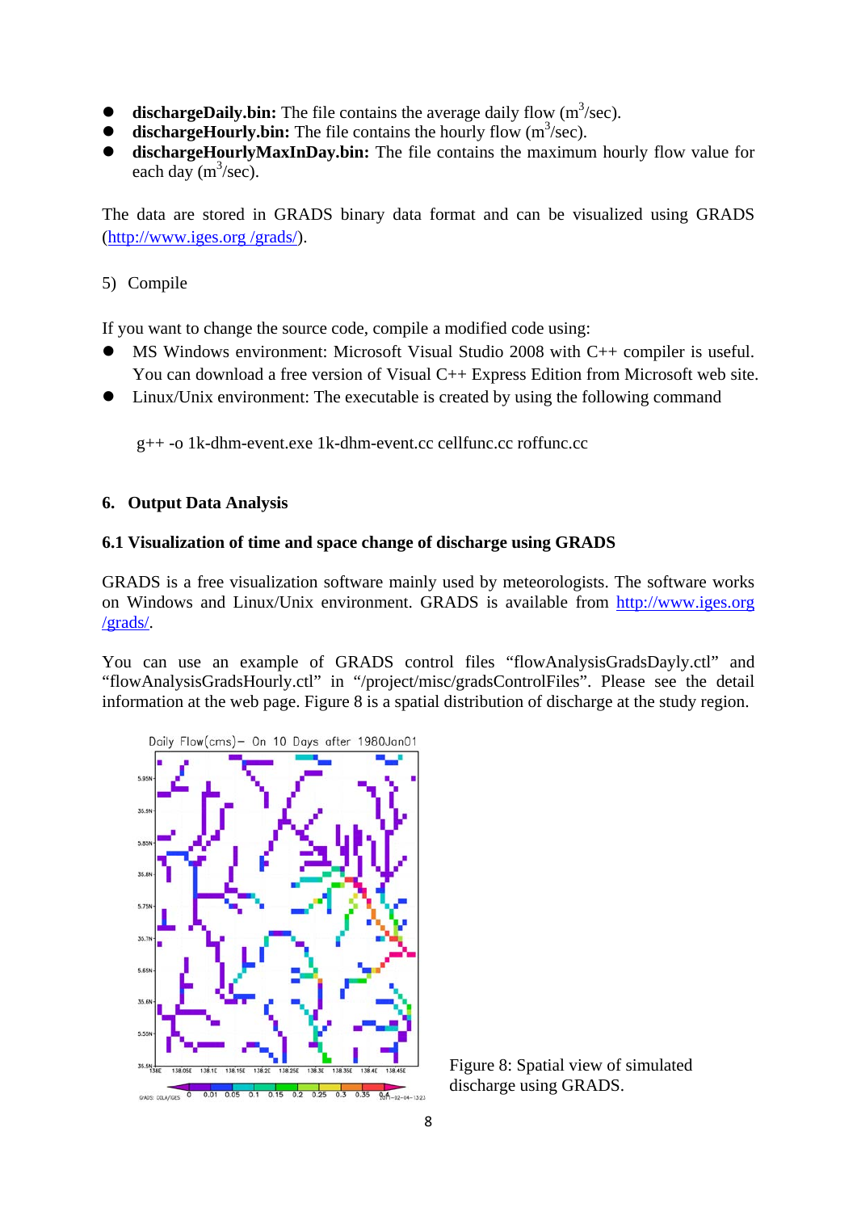- **dischargeDaily.bin:** The file contains the average daily flow ($m^3$/sec).
- **dischargeHourly.bin:** The file contains the hourly flow ($m^3$/sec).
- **dischargeHourlyMaxInDay.bin:** The file contains the maximum hourly flow value for each day ($m^3$/sec).

The data are stored in GRADS binary data format and can be visualized using GRADS (http://www.iges.org /grads/).

5) Compile

If you want to change the source code, compile a modified code using:

- MS Windows environment: Microsoft Visual Studio 2008 with C++ compiler is useful. You can download a free version of Visual C++ Express Edition from Microsoft web site.
- Linux/Unix environment: The executable is created by using the following command

```
g++ -o 1k-dhm-event.exe 1k-dhm-event.cc cellfunc.cc roffunc.cc
```

## 6. Output Data Analysis

### 6.1 Visualization of time and space change of discharge using GRADS

GRADS is a free visualization software mainly used by meteorologists. The software works on Windows and Linux/Unix environment. GRADS is available from http://www.iges.org /grads/.

You can use an example of GRADS control files “flowAnalysisGradsDayly.ctl” and “flowAnalysisGradsHourly.ctl” in “/project/misc/gradsControlFiles”. Please see the detail information at the web page. Figure 8 is a spatial distribution of discharge at the study region.

Figure 8: Spatial view of simulated discharge using GRADS.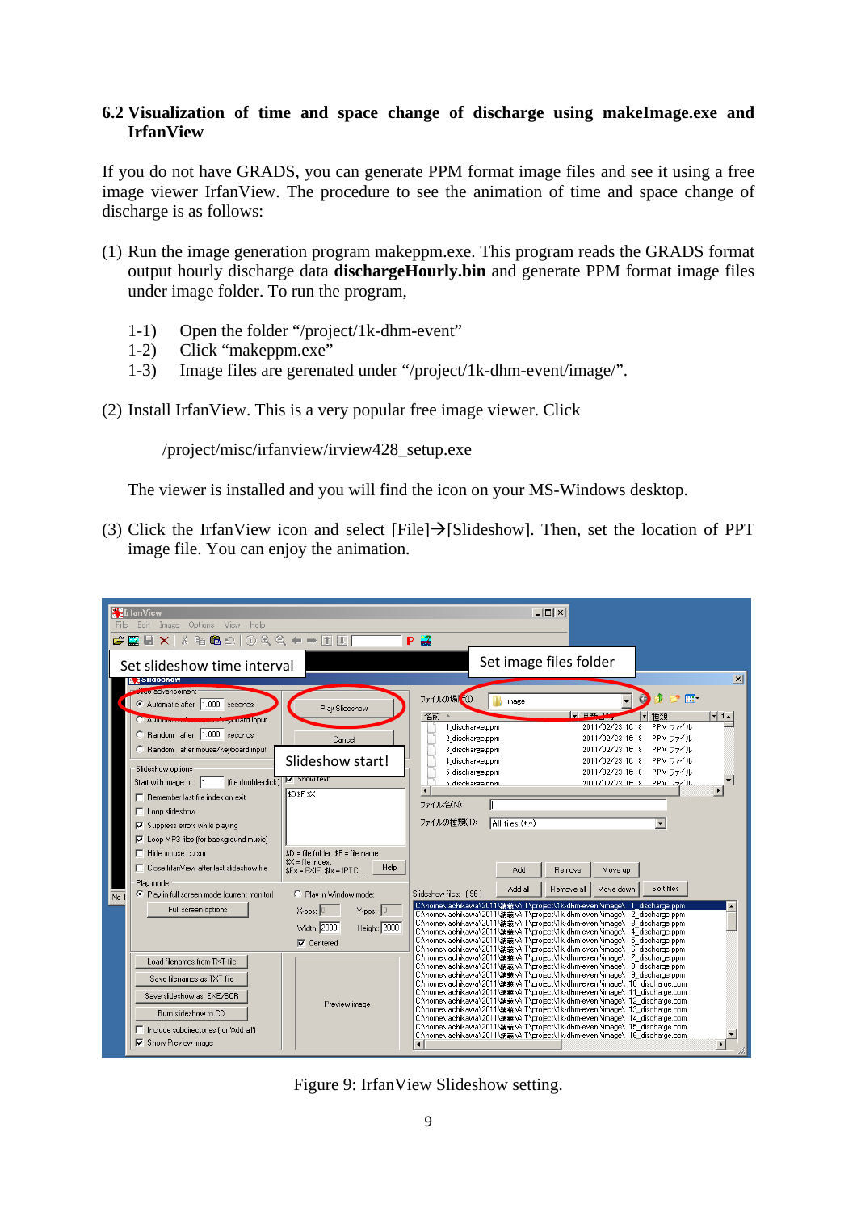### 6.2 Visualization of time and space change of discharge using makeImage.exe and IrfanView

If you do not have GRADS, you can generate PPM format image files and see it using a free image viewer IrfanView. The procedure to see the animation of time and space change of discharge is as follows:

(1) Run the image generation program makeppm.exe. This program reads the GRADS format output hourly discharge data **dischargeHourly.bin** and generate PPM format image files under image folder. To run the program,

1-1) Open the folder "/project/1k-dhm-event"
1-2) Click "makeppm.exe"
1-3) Image files are gerenated under "/project/1k-dhm-event/image/".

(2) Install IrfanView. This is a very popular free image viewer. Click

/project/misc/irfanview/irview428_setup.exe

The viewer is installed and you will find the icon on your MS-Windows desktop.

(3) Click the IrfanView icon and select [File]→[Slideshow]. Then, set the location of PPT image file. You can enjoy the animation.

Figure 9: IrfanView Slideshow setting.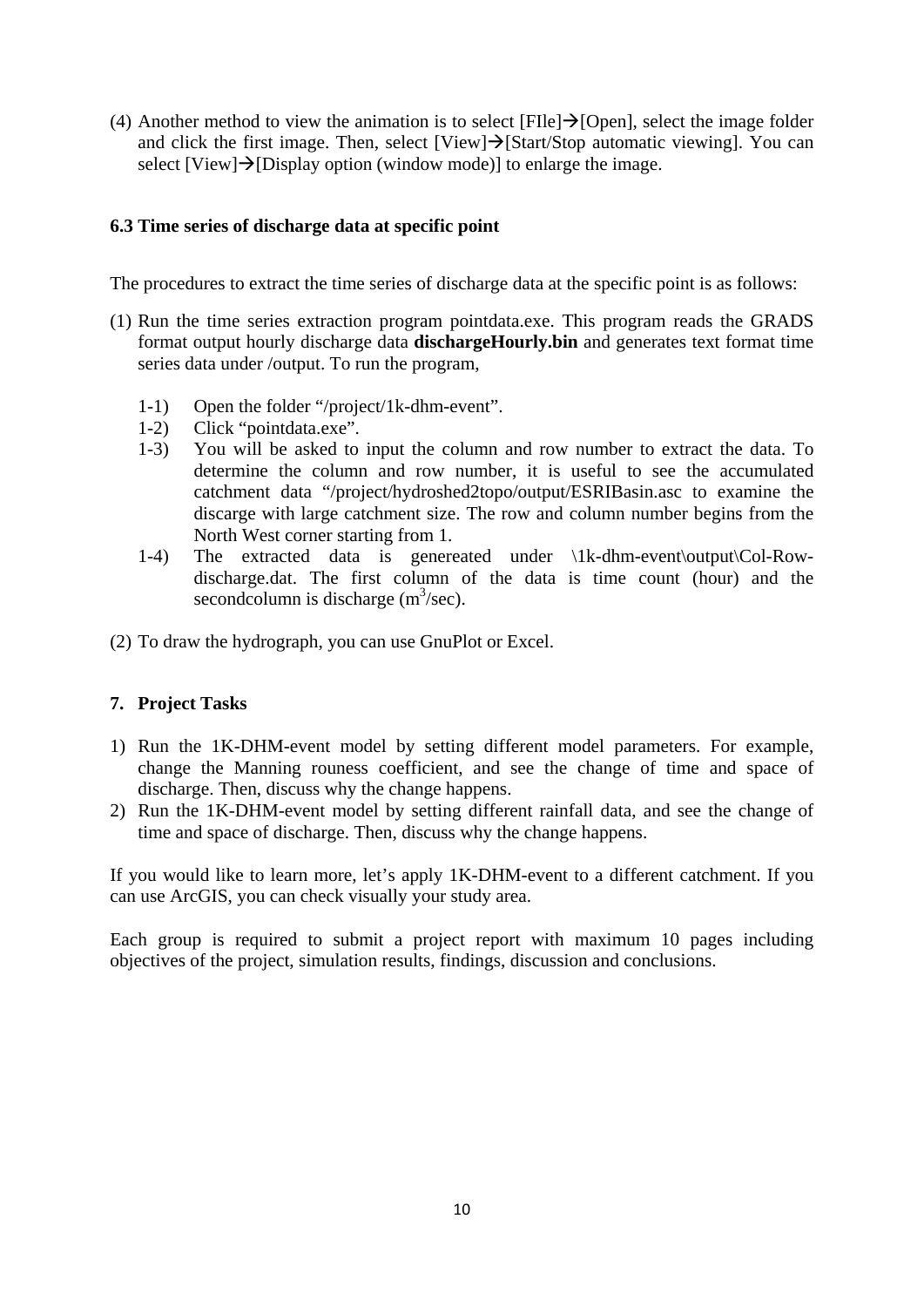(4) Another method to view the animation is to select [FIle]→[Open], select the image folder and click the first image. Then, select [View]→[Start/Stop automatic viewing]. You can select [View]→[Display option (window mode)] to enlarge the image.

### 6.3 Time series of discharge data at specific point

The procedures to extract the time series of discharge data at the specific point is as follows:

(1) Run the time series extraction program pointdata.exe. This program reads the GRADS format output hourly discharge data **dischargeHourly.bin** and generates text format time series data under /output. To run the program,

   1-1) Open the folder "/project/1k-dhm-event".

   1-2) Click "pointdata.exe".

   1-3) You will be asked to input the column and row number to extract the data. To determine the column and row number, it is useful to see the accumulated catchment data "/project/hydroshed2topo/output/ESRIBasin.asc to examine the discarge with large catchment size. The row and column number begins from the North West corner starting from 1.

   1-4) The extracted data is genereated under \1k-dhm-event\output\Col-Row-discharge.dat. The first column of the data is time count (hour) and the secondcolumn is discharge ($m^3$/sec).

(2) To draw the hydrograph, you can use GnuPlot or Excel.

## 7. Project Tasks

1) Run the 1K-DHM-event model by setting different model parameters. For example, change the Manning rouness coefficient, and see the change of time and space of discharge. Then, discuss why the change happens.
2) Run the 1K-DHM-event model by setting different rainfall data, and see the change of time and space of discharge. Then, discuss why the change happens.

If you would like to learn more, let's apply 1K-DHM-event to a different catchment. If you can use ArcGIS, you can check visually your study area.

Each group is required to submit a project report with maximum 10 pages including objectives of the project, simulation results, findings, discussion and conclusions.